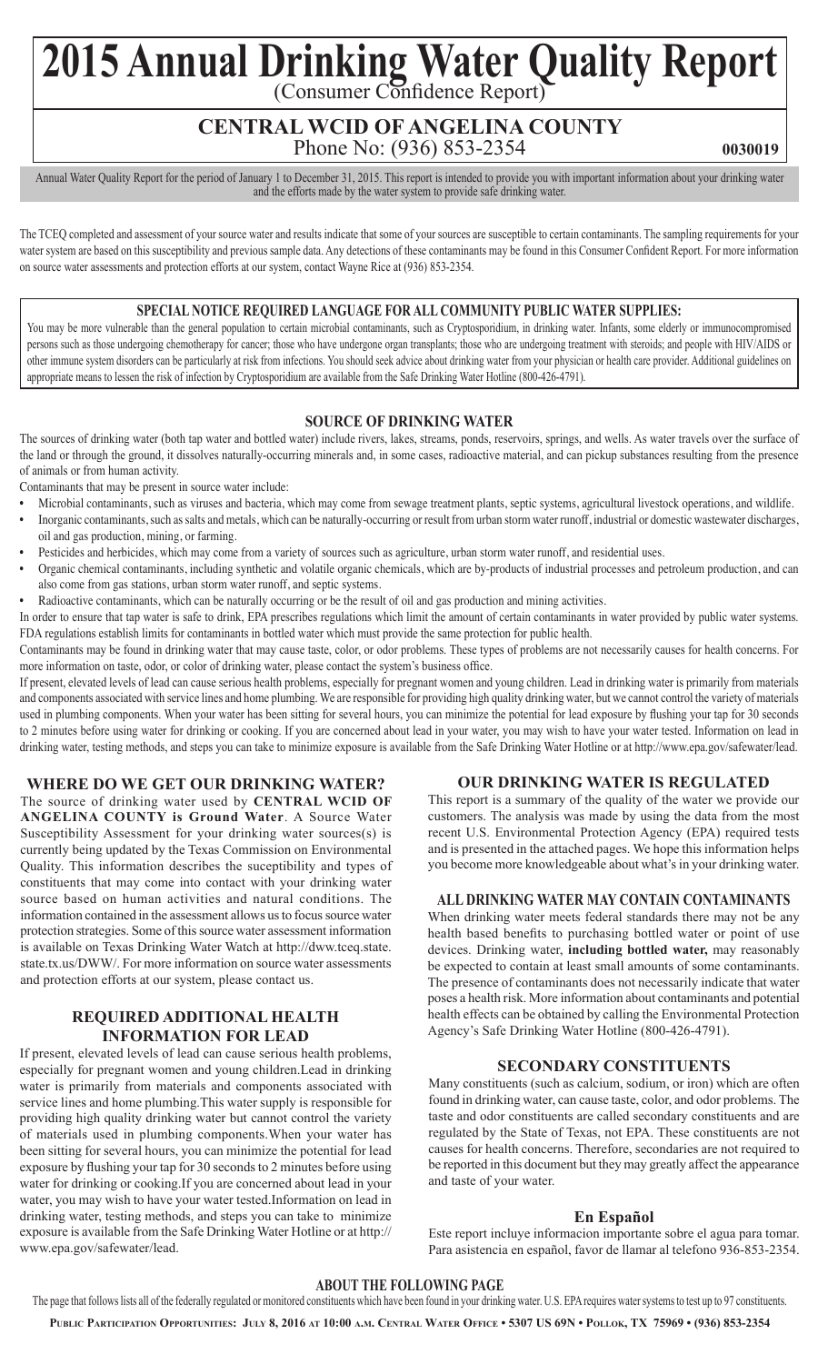# 2015 Annual Drinking Water Quality Report

(Consumer Confidence Report)

## CENTRAL WCID OF ANGELINA COUNTY

Phone No: (936) 853-2354 **0030019**

Annual Water Quality Report for the period of January 1 to December 31, 2015. This report is intended to provide you with important information about your drinking water and the efforts made by the water system to provide safe drinking water.

The TCEQ completed and assessment of your source water and results indicate that some of your sources are susceptible to certain contaminants. The sampling requirements for your water system are based on this susceptibility and previous sample data. Any detections of these contaminants may be found in this Consumer Confident Report. For more information on source water assessments and protection efforts at our system, contact Wayne Rice at (936) 853-2354.

### SPECIAL NOTICE REQUIRED LANGUAGE FOR ALL COMMUNITY PUBLIC WATER SUPPLIES:

You may be more vulnerable than the general population to certain microbial contaminants, such as Cryptosporidium, in drinking water. Infants, some elderly or immunocompromised persons such as those undergoing chemotherapy for cancer; those who have undergone organ transplants; those who are undergoing treatment with steroids; and people with HIV/AIDS or other immune system disorders can be particularly at risk from infections. You should seek advice about drinking water from your physician or health care provider. Additional guidelines on appropriate means to lessen the risk of infection by Cryptosporidium are available from the Safe Drinking Water Hotline (800-426-4791).

### SOURCE OF DRINKING WATER

The sources of drinking water (both tap water and bottled water) include rivers, lakes, streams, ponds, reservoirs, springs, and wells. As water travels over the surface of the land or through the ground, it dissolves naturally-occurring minerals and, in some cases, radioactive material, and can pickup substances resulting from the presence of animals or from human activity.

Contaminants that may be present in source water include:

- Microbial contaminants, such as viruses and bacteria, which may come from sewage treatment plants, septic systems, agricultural livestock operations, and wildlife.
- Inorganic contaminants, such as salts and metals, which can be naturally-occurring or result from urban storm water runoff, industrial or domestic wastewater discharges, oil and gas production, mining, or farming.
- Pesticides and herbicides, which may come from a variety of sources such as agriculture, urban storm water runoff, and residential uses.
- Organic chemical contaminants, including synthetic and volatile organic chemicals, which are by-products of industrial processes and petroleum production, and can also come from gas stations, urban storm water runoff, and septic systems.
- Radioactive contaminants, which can be naturally occurring or be the result of oil and gas production and mining activities.

In order to ensure that tap water is safe to drink, EPA prescribes regulations which limit the amount of certain contaminants in water provided by public water systems. FDA regulations establish limits for contaminants in bottled water which must provide the same protection for public health.

Contaminants may be found in drinking water that may cause taste, color, or odor problems. These types of problems are not necessarily causes for health concerns. For more information on taste, odor, or color of drinking water, please contact the system's business office.

If present, elevated levels of lead can cause serious health problems, especially for pregnant women and young children. Lead in drinking water is primarily from materials and components associated with service lines and home plumbing. We are responsible for providing high quality drinking water, but we cannot control the variety of materials used in plumbing components. When your water has been sitting for several hours, you can minimize the potential for lead exposure by flushing your tap for 30 seconds to 2 minutes before using water for drinking or cooking. If you are concerned about lead in your water, you may wish to have your water tested. Information on lead in drinking water, testing methods, and steps you can take to minimize exposure is available from the Safe Drinking Water Hotline or at http://www.epa.gov/safewater/lead.

### WHERE DO WE GET OUR DRINKING WATER?

The source of drinking water used by **CENTRAL WCID OF ANGELINA COUNTY is Ground Water**. A Source Water Susceptibility Assessment for your drinking water sources(s) is currently being updated by the Texas Commission on Environmental Quality. This information describes the suceptibility and types of constituents that may come into contact with your drinking water source based on human activities and natural conditions. The information contained in the assessment allows us to focus source water protection strategies. Some of this source water assessment information is available on Texas Drinking Water Watch at http://dww.tceq.state.state.tx.us/DWW/. For more information on source water assessments and protection efforts at our system, please contact us.

### REQUIRED ADDITIONAL HEALTH INFORMATION FOR LEAD

If present, elevated levels of lead can cause serious health problems, especially for pregnant women and young children.Lead in drinking water is primarily from materials and components associated with service lines and home plumbing.This water supply is responsible for providing high quality drinking water but cannot control the variety of materials used in plumbing components.When your water has been sitting for several hours, you can minimize the potential for lead exposure by flushing your tap for 30 seconds to 2 minutes before using water for drinking or cooking.If you are concerned about lead in your water, you may wish to have your water tested.Information on lead in drinking water, testing methods, and steps you can take to minimize exposure is available from the Safe Drinking Water Hotline or at http://www.epa.gov/safewater/lead.

### OUR DRINKING WATER IS REGULATED

This report is a summary of the quality of the water we provide our customers. The analysis was made by using the data from the most recent U.S. Environmental Protection Agency (EPA) required tests and is presented in the attached pages. We hope this information helps you become more knowledgeable about what's in your drinking water.

### ALL DRINKING WATER MAY CONTAIN CONTAMINANTS

When drinking water meets federal standards there may not be any health based benefits to purchasing bottled water or point of use devices. Drinking water, **including bottled water,** may reasonably be expected to contain at least small amounts of some contaminants. The presence of contaminants does not necessarily indicate that water poses a health risk. More information about contaminants and potential health effects can be obtained by calling the Environmental Protection Agency's Safe Drinking Water Hotline (800-426-4791).

### SECONDARY CONSTITUENTS

Many constituents (such as calcium, sodium, or iron) which are often found in drinking water, can cause taste, color, and odor problems. The taste and odor constituents are called secondary constituents and are regulated by the State of Texas, not EPA. These constituents are not causes for health concerns. Therefore, secondaries are not required to be reported in this document but they may greatly affect the appearance and taste of your water.

### En Español

Este report incluye informacion importante sobre el agua para tomar. Para asistencia en español, favor de llamar al telefono 936-853-2354.

### ABOUT THE FOLLOWING PAGE

The page that follows lists all of the federally regulated or monitored constituents which have been found in your drinking water. U.S. EPA requires water systems to test up to 97 constituents.

**Public Participation Opportunities: July 8, 2016 at 10:00 a.m. Central Water Office • 5307 US 69N • Pollok, TX 75969 • (936) 853-2354**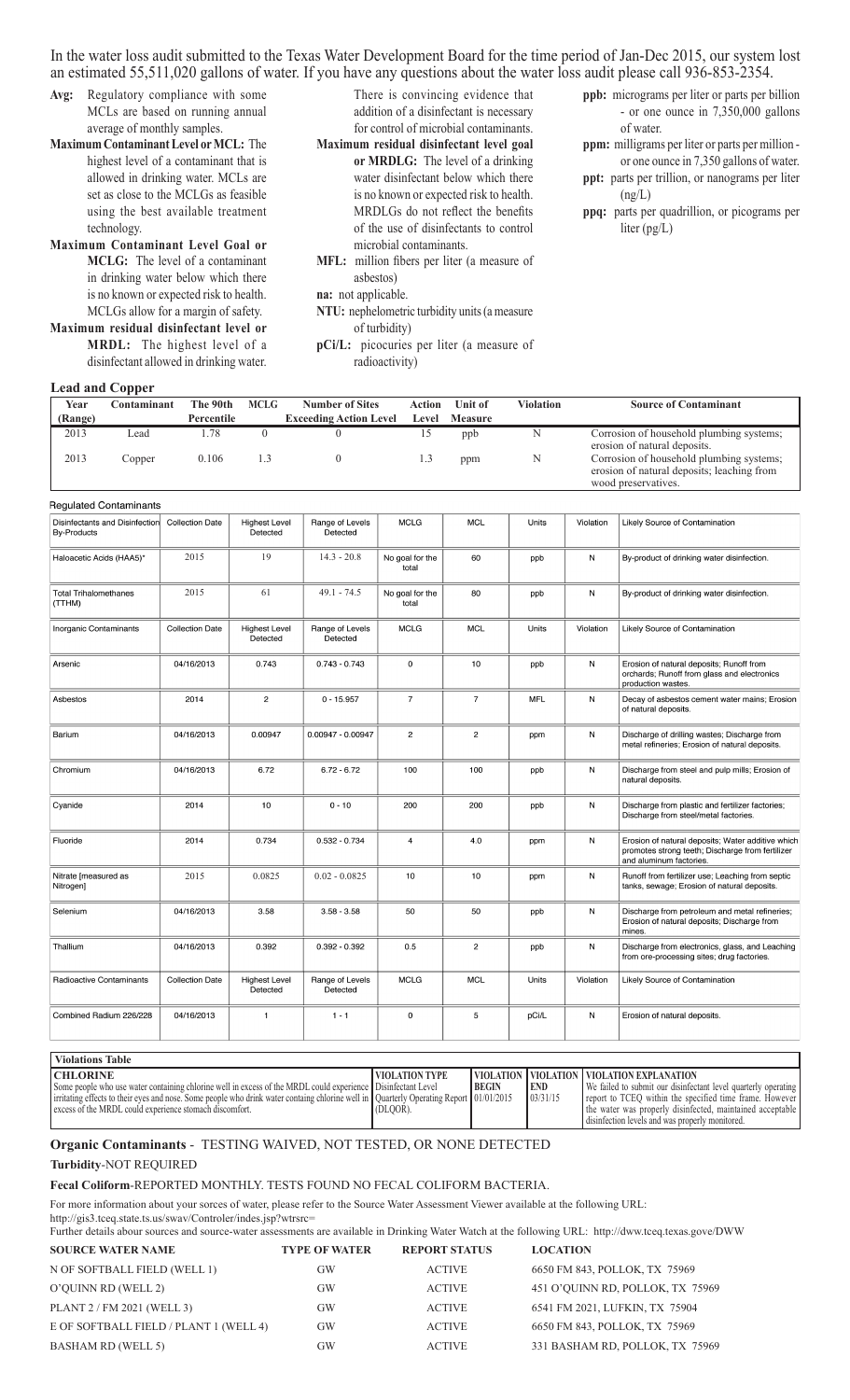In the water loss audit submitted to the Texas Water Development Board for the time period of Jan-Dec 2015, our system lost an estimated 55,511,020 gallons of water. If you have any questions about the water loss audit please call 936-853-2354.

**Avg:** Regulatory compliance with some MCLs are based on running annual average of monthly samples.

**Maximum Contaminant Level or MCL:** The highest level of a contaminant that is allowed in drinking water. MCLs are set as close to the MCLGs as feasible using the best available treatment technology.

**Maximum Contaminant Level Goal or MCLG:** The level of a contaminant in drinking water below which there is no known or expected risk to health. MCLGs allow for a margin of safety.

**Maximum residual disinfectant level or MRDL:** The highest level of a disinfectant allowed in drinking water. There is convincing evidence that addition of a disinfectant is necessary for control of microbial contaminants.

**Maximum residual disinfectant level goal or MRDLG:** The level of a drinking water disinfectant below which there is no known or expected risk to health. MRDLGs do not reflect the benefits of the use of disinfectants to control microbial contaminants.

**MFL:** million fibers per liter (a measure of asbestos)

**na:** not applicable.

**NTU:** nephelometric turbidity units (a measure of turbidity)

**pCi/L:** picocuries per liter (a measure of radioactivity)

**ppb:** micrograms per liter or parts per billion - or one ounce in 7,350,000 gallons of water.

**ppm:** milligrams per liter or parts per million - or one ounce in 7,350 gallons of water.

**ppt:** parts per trillion, or nanograms per liter (ng/L)

**ppq:** parts per quadrillion, or picograms per liter (pg/L)

## Lead and Copper

| Year (Range) | Contaminant | The 90th Percentile | MCLG | Number of Sites Exceeding Action Level | Action Level | Unit of Measure | Violation | Source of Contaminant |
|---|---|---|---|---|---|---|---|---|
| 2013 | Lead | 1.78 | 0 | 0 | 15 | ppb | N | Corrosion of household plumbing systems; erosion of natural deposits. |
| 2013 | Copper | 0.106 | 1.3 | 0 | 1.3 | ppm | N | Corrosion of household plumbing systems; erosion of natural deposits; leaching from wood preservatives. |

## Regulated Contaminants

| Disinfectants and Disinfection By-Products | Collection Date | Highest Level Detected | Range of Levels Detected | MCLG | MCL | Units | Violation | Likely Source of Contamination |
|---|---|---|---|---|---|---|---|---|
| Haloacetic Acids (HAA5)* | 2015 | 19 | 14.3 - 20.8 | No goal for the total | 60 | ppb | N | By-product of drinking water disinfection. |
| Total Trihalomethanes (TTHM) | 2015 | 61 | 49.1 - 74.5 | No goal for the total | 80 | ppb | N | By-product of drinking water disinfection. |
| **Inorganic Contaminants** | **Collection Date** | **Highest Level Detected** | **Range of Levels Detected** | **MCLG** | **MCL** | **Units** | **Violation** | **Likely Source of Contamination** |
| Arsenic | 04/16/2013 | 0.743 | 0.743 - 0.743 | 0 | 10 | ppb | N | Erosion of natural deposits; Runoff from orchards; Runoff from glass and electronics production wastes. |
| Asbestos | 2014 | 2 | 0 - 15.957 | 7 | 7 | MFL | N | Decay of asbestos cement water mains; Erosion of natural deposits. |
| Barium | 04/16/2013 | 0.00947 | 0.00947 - 0.00947 | 2 | 2 | ppm | N | Discharge of drilling wastes; Discharge from metal refineries; Erosion of natural deposits. |
| Chromium | 04/16/2013 | 6.72 | 6.72 - 6.72 | 100 | 100 | ppb | N | Discharge from steel and pulp mills; Erosion of natural deposits. |
| Cyanide | 2014 | 10 | 0 - 10 | 200 | 200 | ppb | N | Discharge from plastic and fertilizer factories; Discharge from steel/metal factories. |
| Fluoride | 2014 | 0.734 | 0.532 - 0.734 | 4 | 4.0 | ppm | N | Erosion of natural deposits; Water additive which promotes strong teeth; Discharge from fertilizer and aluminum factories. |
| Nitrate [measured as Nitrogen] | 2015 | 0.0825 | 0.02 - 0.0825 | 10 | 10 | ppm | N | Runoff from fertilizer use; Leaching from septic tanks, sewage; Erosion of natural deposits. |
| Selenium | 04/16/2013 | 3.58 | 3.58 - 3.58 | 50 | 50 | ppb | N | Discharge from petroleum and metal refineries; Erosion of natural deposits; Discharge from mines. |
| Thallium | 04/16/2013 | 0.392 | 0.392 - 0.392 | 0.5 | 2 | ppb | N | Discharge from electronics, glass, and Leaching from ore-processing sites; drug factories. |
| **Radioactive Contaminants** | **Collection Date** | **Highest Level Detected** | **Range of Levels Detected** | **MCLG** | **MCL** | **Units** | **Violation** | **Likely Source of Contamination** |
| Combined Radium 226/228 | 04/16/2013 | 1 | 1 - 1 | 0 | 5 | pCi/L | N | Erosion of natural deposits. |

## Violations Table

| CHLORINE | VIOLATION TYPE | VIOLATION BEGIN | VIOLATION END | VIOLATION EXPLANATION |
|---|---|---|---|---|
| Some people who use water containing chlorine well in excess of the MRDL could experience irritating effects to their eyes and nose. Some people who drink water containg chlorine well in excess of the MRDL could experience stomach discomfort. | Disinfectant Level Quarterly Operating Report (DLQOR). | 01/01/2015 | 03/31/15 | We failed to submit our disinfectant level quarterly operating report to TCEQ within the specified time frame. However the water was properly disinfected, maintained acceptable disinfection levels and was properly monitored. |

**Organic Contaminants** - TESTING WAIVED, NOT TESTED, OR NONE DETECTED

**Turbidity**-NOT REQUIRED

**Fecal Coliform**-REPORTED MONTHLY. TESTS FOUND NO FECAL COLIFORM BACTERIA.

For more information about your sorces of water, please refer to the Source Water Assessment Viewer available at the following URL: http://gis3.tceq.state.ts.us/swav/Controler/indes.jsp?wtrsrc=

Further details abour sources and source-water assessments are available in Drinking Water Watch at the following URL: http://dww.tceq.texas.gove/DWW

| SOURCE WATER NAME | TYPE OF WATER | REPORT STATUS | LOCATION |
|---|---|---|---|
| N OF SOFTBALL FIELD (WELL 1) | GW | ACTIVE | 6650 FM 843, POLLOK, TX 75969 |
| O'QUINN RD (WELL 2) | GW | ACTIVE | 451 O'QUINN RD, POLLOK, TX 75969 |
| PLANT 2 / FM 2021 (WELL 3) | GW | ACTIVE | 6541 FM 2021, LUFKIN, TX 75904 |
| E OF SOFTBALL FIELD / PLANT 1 (WELL 4) | GW | ACTIVE | 6650 FM 843, POLLOK, TX 75969 |
| BASHAM RD (WELL 5) | GW | ACTIVE | 331 BASHAM RD, POLLOK, TX 75969 |